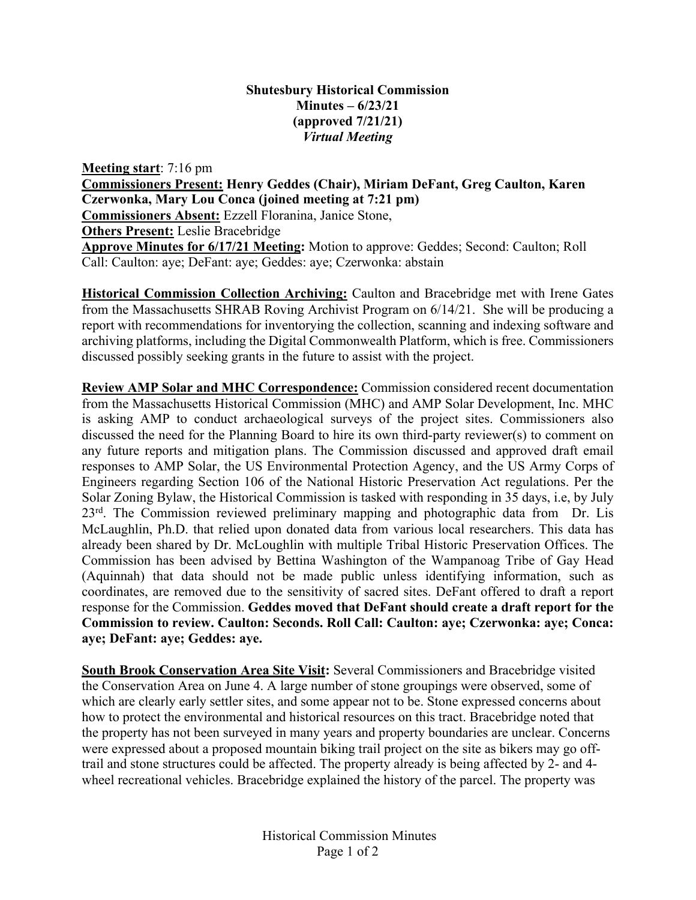**Shutesbury Historical Commission**
**Minutes – 6/23/21**
**(approved 7/21/21)**
***Virtual Meeting***

**Meeting start**: 7:16 pm
**Commissioners Present: Henry Geddes (Chair), Miriam DeFant, Greg Caulton, Karen Czerwonka, Mary Lou Conca (joined meeting at 7:21 pm)**
**Commissioners Absent:** Ezzell Floranina, Janice Stone,
**Others Present:** Leslie Bracebridge
**Approve Minutes for 6/17/21 Meeting:** Motion to approve: Geddes; Second: Caulton; Roll Call: Caulton: aye; DeFant: aye; Geddes: aye; Czerwonka: abstain

**Historical Commission Collection Archiving:** Caulton and Bracebridge met with Irene Gates from the Massachusetts SHRAB Roving Archivist Program on 6/14/21. She will be producing a report with recommendations for inventorying the collection, scanning and indexing software and archiving platforms, including the Digital Commonwealth Platform, which is free. Commissioners discussed possibly seeking grants in the future to assist with the project.

**Review AMP Solar and MHC Correspondence:** Commission considered recent documentation from the Massachusetts Historical Commission (MHC) and AMP Solar Development, Inc. MHC is asking AMP to conduct archaeological surveys of the project sites. Commissioners also discussed the need for the Planning Board to hire its own third-party reviewer(s) to comment on any future reports and mitigation plans. The Commission discussed and approved draft email responses to AMP Solar, the US Environmental Protection Agency, and the US Army Corps of Engineers regarding Section 106 of the National Historic Preservation Act regulations. Per the Solar Zoning Bylaw, the Historical Commission is tasked with responding in 35 days, i.e, by July 23rd. The Commission reviewed preliminary mapping and photographic data from Dr. Lis McLaughlin, Ph.D. that relied upon donated data from various local researchers. This data has already been shared by Dr. McLoughlin with multiple Tribal Historic Preservation Offices. The Commission has been advised by Bettina Washington of the Wampanoag Tribe of Gay Head (Aquinnah) that data should not be made public unless identifying information, such as coordinates, are removed due to the sensitivity of sacred sites. DeFant offered to draft a report response for the Commission. **Geddes moved that DeFant should create a draft report for the Commission to review. Caulton: Seconds. Roll Call: Caulton: aye; Czerwonka: aye; Conca: aye; DeFant: aye; Geddes: aye.**

**South Brook Conservation Area Site Visit:** Several Commissioners and Bracebridge visited the Conservation Area on June 4. A large number of stone groupings were observed, some of which are clearly early settler sites, and some appear not to be. Stone expressed concerns about how to protect the environmental and historical resources on this tract. Bracebridge noted that the property has not been surveyed in many years and property boundaries are unclear. Concerns were expressed about a proposed mountain biking trail project on the site as bikers may go off-trail and stone structures could be affected. The property already is being affected by 2- and 4-wheel recreational vehicles. Bracebridge explained the history of the parcel. The property was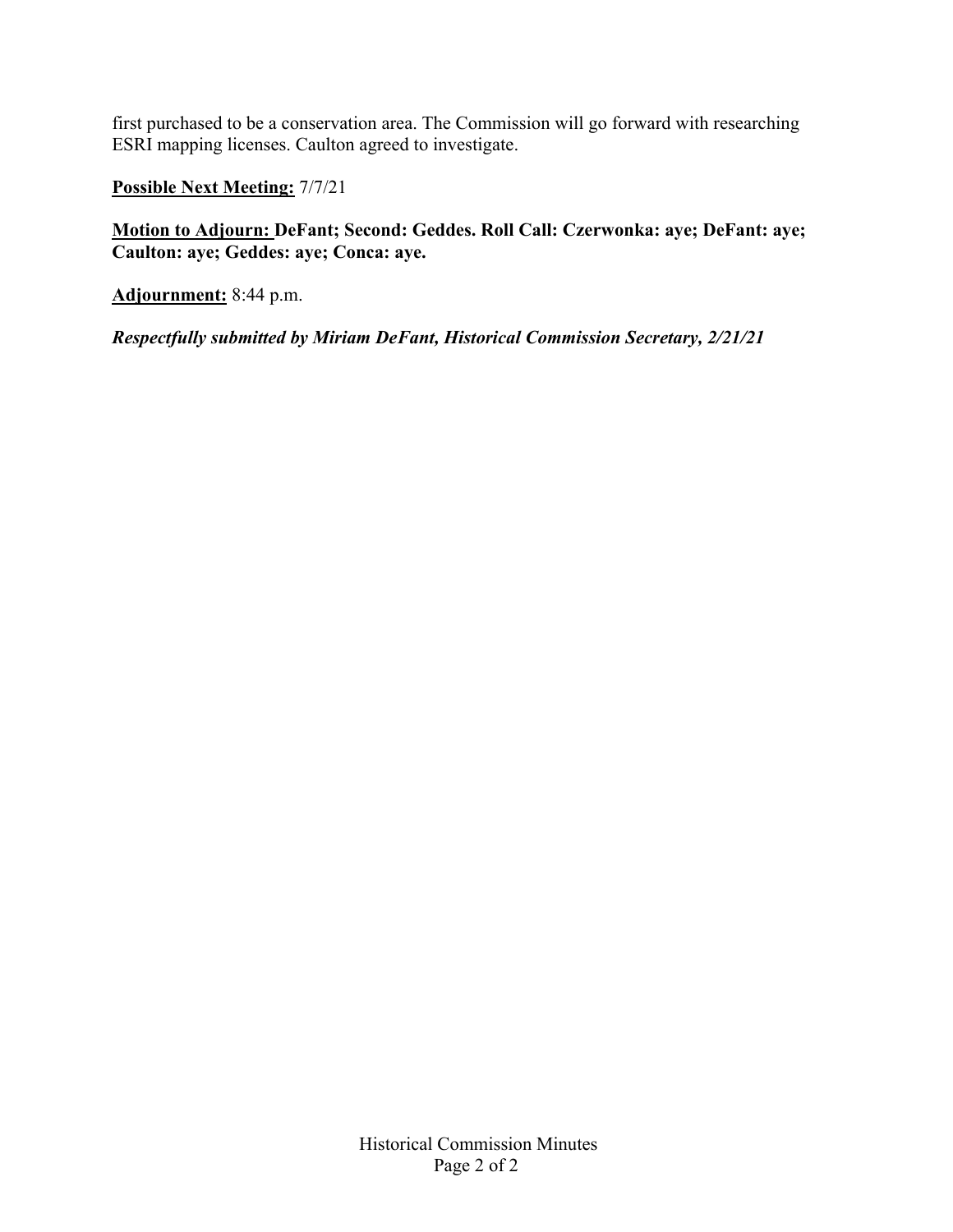first purchased to be a conservation area. The Commission will go forward with researching ESRI mapping licenses. Caulton agreed to investigate.

**Possible Next Meeting:** 7/7/21

**Motion to Adjourn: DeFant; Second: Geddes. Roll Call: Czerwonka: aye; DeFant: aye; Caulton: aye; Geddes: aye; Conca: aye.**

**Adjournment:** 8:44 p.m.

***Respectfully submitted by Miriam DeFant, Historical Commission Secretary, 2/21/21***